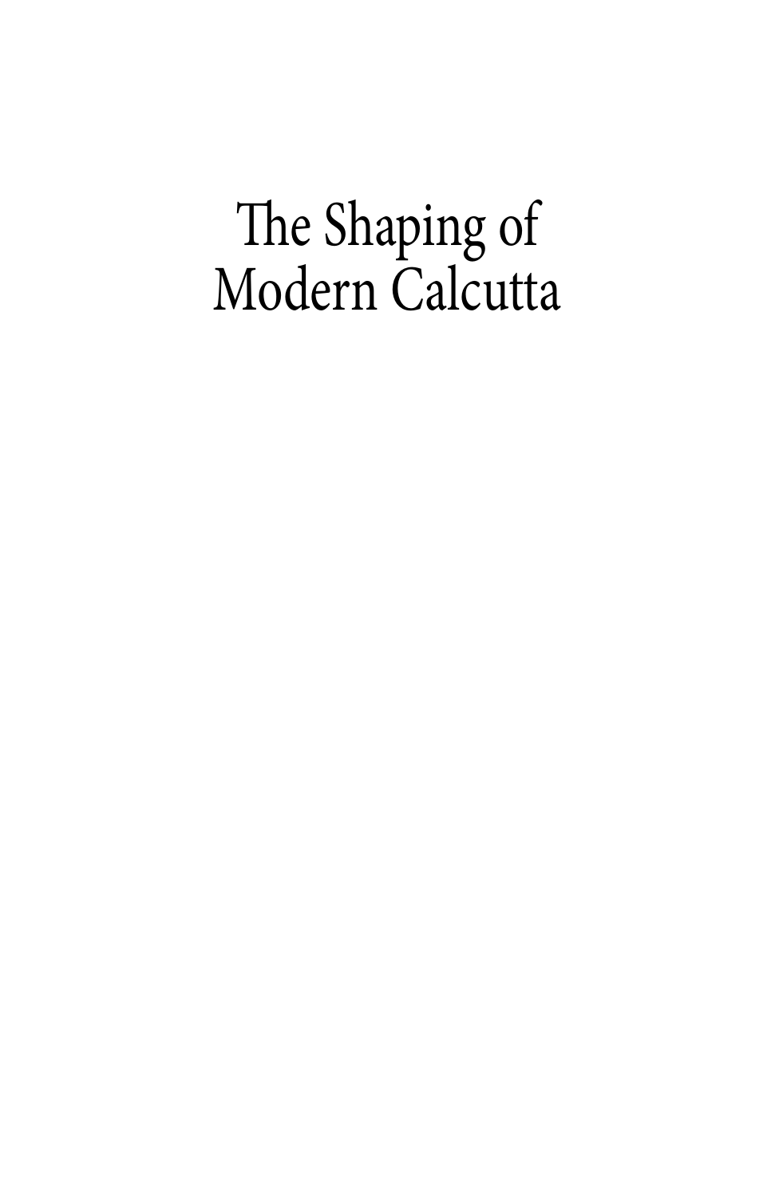# The Shaping of Modern Calcutta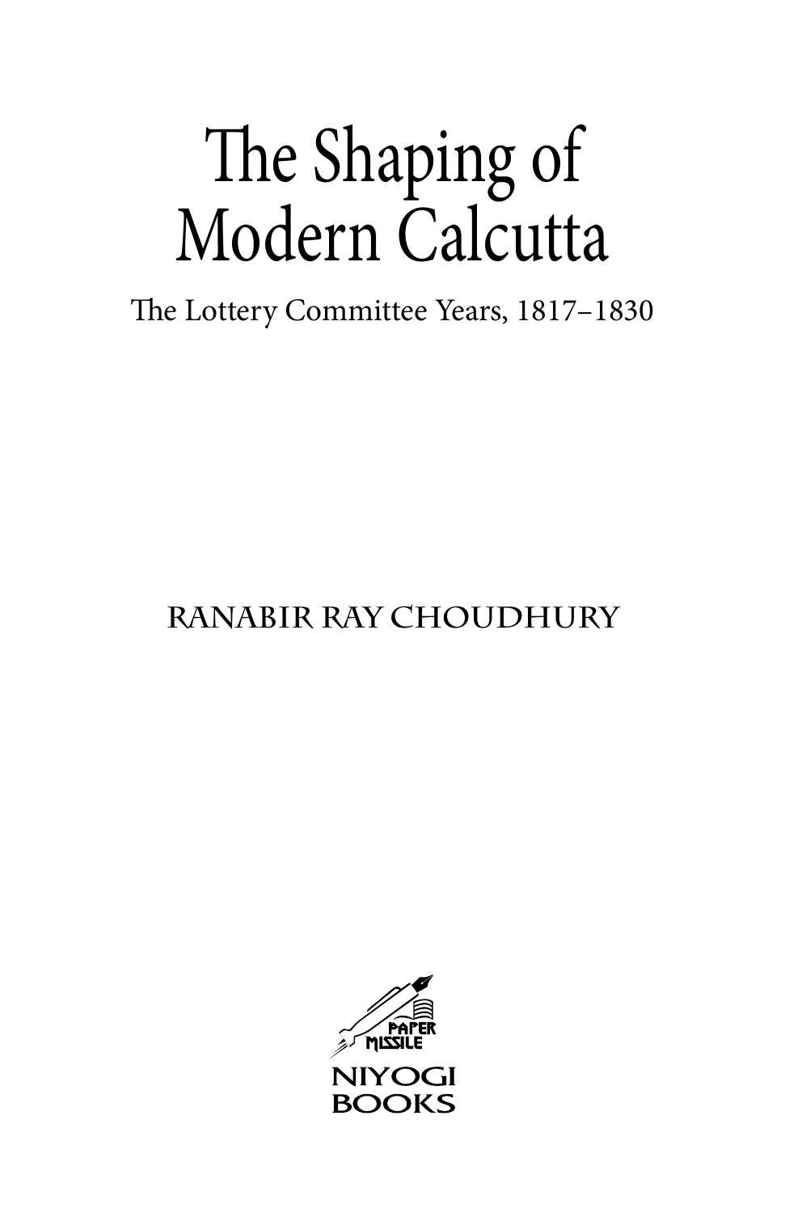# The Shaping of Modern Calcutta

## The Lottery Committee Years, 1817–1830

RANABIR RAY CHOUDHURY

PAPER MISSILE

NIYOGI BOOKS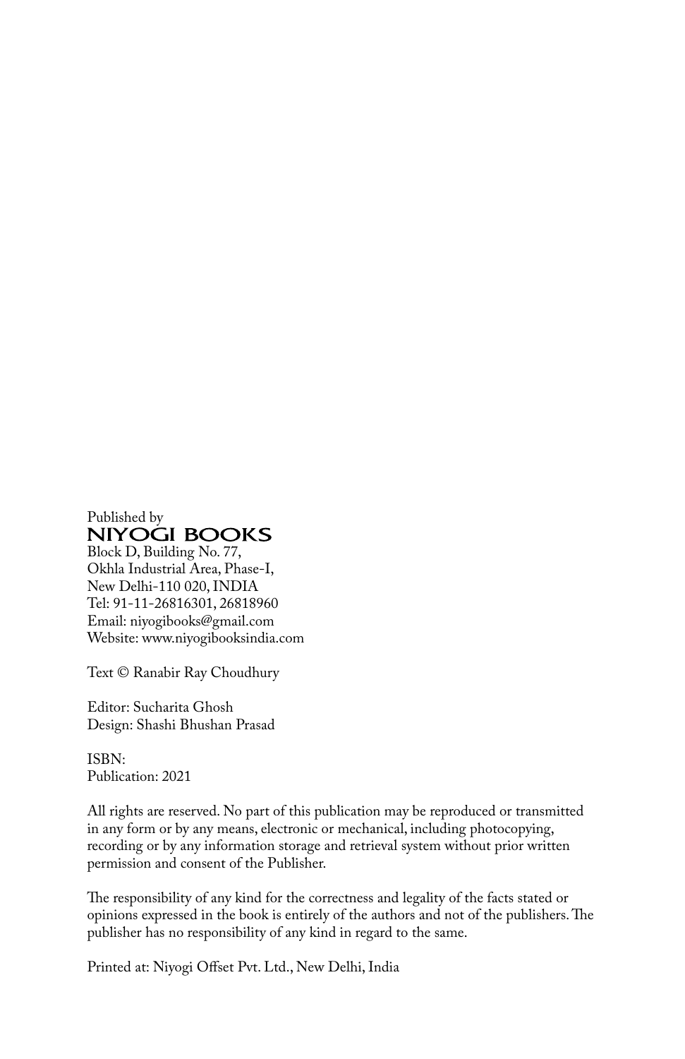Published by
**NIYOGI BOOKS**
Block D, Building No. 77,
Okhla Industrial Area, Phase-I,
New Delhi-110 020, INDIA
Tel: 91-11-26816301, 26818960
Email: niyogibooks@gmail.com
Website: www.niyogibooksindia.com

Text © Ranabir Ray Choudhury

Editor: Sucharita Ghosh
Design: Shashi Bhushan Prasad

ISBN:
Publication: 2021

All rights are reserved. No part of this publication may be reproduced or transmitted in any form or by any means, electronic or mechanical, including photocopying, recording or by any information storage and retrieval system without prior written permission and consent of the Publisher.

The responsibility of any kind for the correctness and legality of the facts stated or opinions expressed in the book is entirely of the authors and not of the publishers. The publisher has no responsibility of any kind in regard to the same.

Printed at: Niyogi Offset Pvt. Ltd., New Delhi, India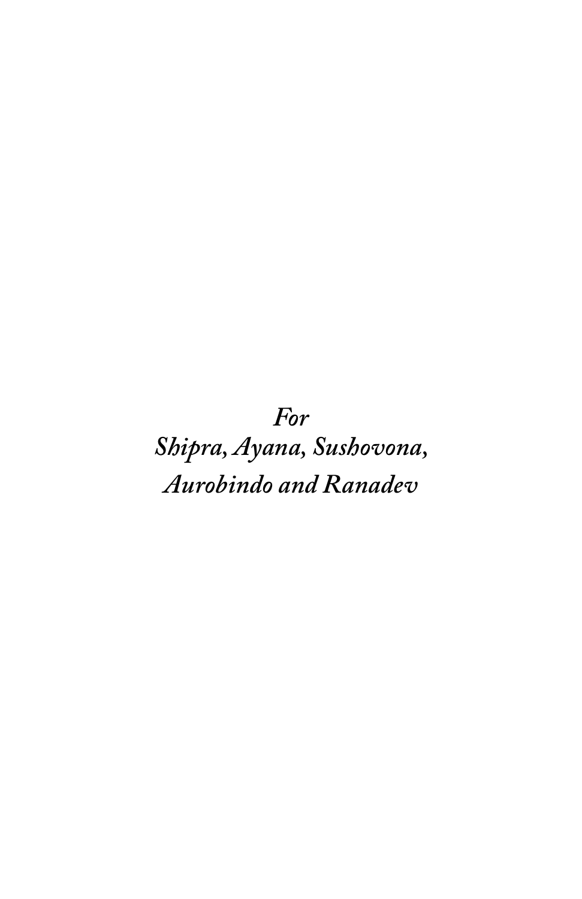*For*
*Shipra, Ayana, Sushovona,*
*Aurobindo and Ranadev*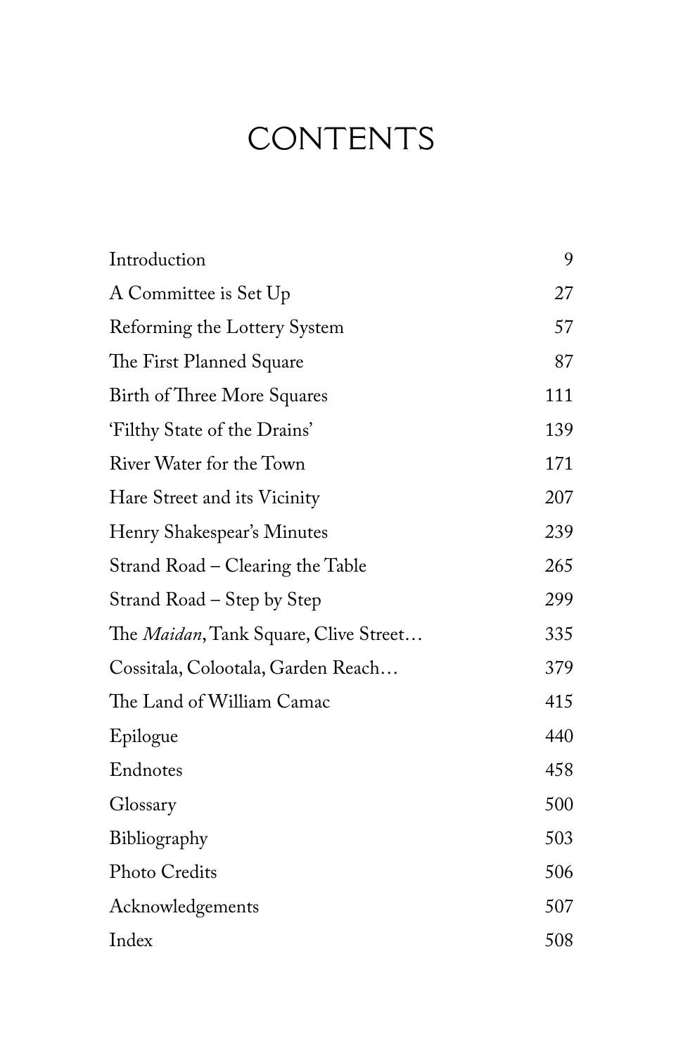# CONTENTS

| | |
|---|---|
| Introduction | 9 |
| A Committee is Set Up | 27 |
| Reforming the Lottery System | 57 |
| The First Planned Square | 87 |
| Birth of Three More Squares | 111 |
| 'Filthy State of the Drains' | 139 |
| River Water for the Town | 171 |
| Hare Street and its Vicinity | 207 |
| Henry Shakespear's Minutes | 239 |
| Strand Road – Clearing the Table | 265 |
| Strand Road – Step by Step | 299 |
| The *Maidan*, Tank Square, Clive Street… | 335 |
| Cossitala, Colootala, Garden Reach… | 379 |
| The Land of William Camac | 415 |
| Epilogue | 440 |
| Endnotes | 458 |
| Glossary | 500 |
| Bibliography | 503 |
| Photo Credits | 506 |
| Acknowledgements | 507 |
| Index | 508 |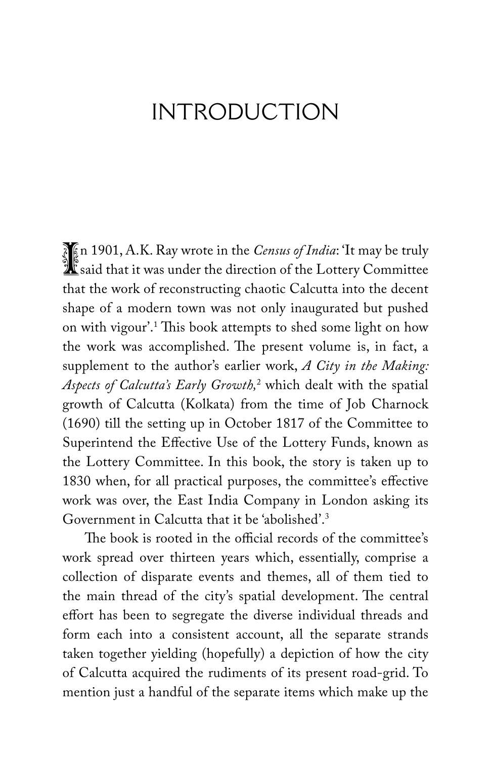# INTRODUCTION

In 1901, A.K. Ray wrote in the *Census of India*: 'It may be truly said that it was under the direction of the Lottery Committee that the work of reconstructing chaotic Calcutta into the decent shape of a modern town was not only inaugurated but pushed on with vigour'.[1] This book attempts to shed some light on how the work was accomplished. The present volume is, in fact, a supplement to the author's earlier work, *A City in the Making: Aspects of Calcutta's Early Growth,*[2] which dealt with the spatial growth of Calcutta (Kolkata) from the time of Job Charnock (1690) till the setting up in October 1817 of the Committee to Superintend the Effective Use of the Lottery Funds, known as the Lottery Committee. In this book, the story is taken up to 1830 when, for all practical purposes, the committee's effective work was over, the East India Company in London asking its Government in Calcutta that it be 'abolished'.[3]

The book is rooted in the official records of the committee's work spread over thirteen years which, essentially, comprise a collection of disparate events and themes, all of them tied to the main thread of the city's spatial development. The central effort has been to segregate the diverse individual threads and form each into a consistent account, all the separate strands taken together yielding (hopefully) a depiction of how the city of Calcutta acquired the rudiments of its present road-grid. To mention just a handful of the separate items which make up the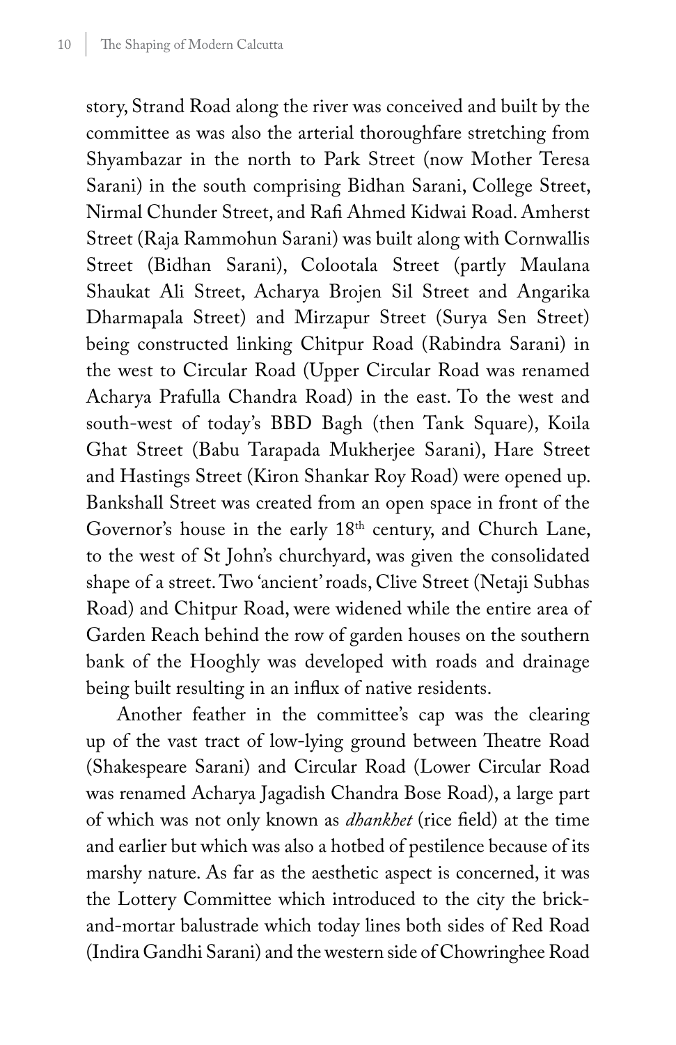story, Strand Road along the river was conceived and built by the committee as was also the arterial thoroughfare stretching from Shyambazar in the north to Park Street (now Mother Teresa Sarani) in the south comprising Bidhan Sarani, College Street, Nirmal Chunder Street, and Rafi Ahmed Kidwai Road. Amherst Street (Raja Rammohun Sarani) was built along with Cornwallis Street (Bidhan Sarani), Colootala Street (partly Maulana Shaukat Ali Street, Acharya Brojen Sil Street and Angarika Dharmapala Street) and Mirzapur Street (Surya Sen Street) being constructed linking Chitpur Road (Rabindra Sarani) in the west to Circular Road (Upper Circular Road was renamed Acharya Prafulla Chandra Road) in the east. To the west and south-west of today's BBD Bagh (then Tank Square), Koila Ghat Street (Babu Tarapada Mukherjee Sarani), Hare Street and Hastings Street (Kiron Shankar Roy Road) were opened up. Bankshall Street was created from an open space in front of the Governor's house in the early 18th century, and Church Lane, to the west of St John's churchyard, was given the consolidated shape of a street. Two 'ancient' roads, Clive Street (Netaji Subhas Road) and Chitpur Road, were widened while the entire area of Garden Reach behind the row of garden houses on the southern bank of the Hooghly was developed with roads and drainage being built resulting in an influx of native residents.

Another feather in the committee's cap was the clearing up of the vast tract of low-lying ground between Theatre Road (Shakespeare Sarani) and Circular Road (Lower Circular Road was renamed Acharya Jagadish Chandra Bose Road), a large part of which was not only known as *dhankhet* (rice field) at the time and earlier but which was also a hotbed of pestilence because of its marshy nature. As far as the aesthetic aspect is concerned, it was the Lottery Committee which introduced to the city the brick-and-mortar balustrade which today lines both sides of Red Road (Indira Gandhi Sarani) and the western side of Chowringhee Road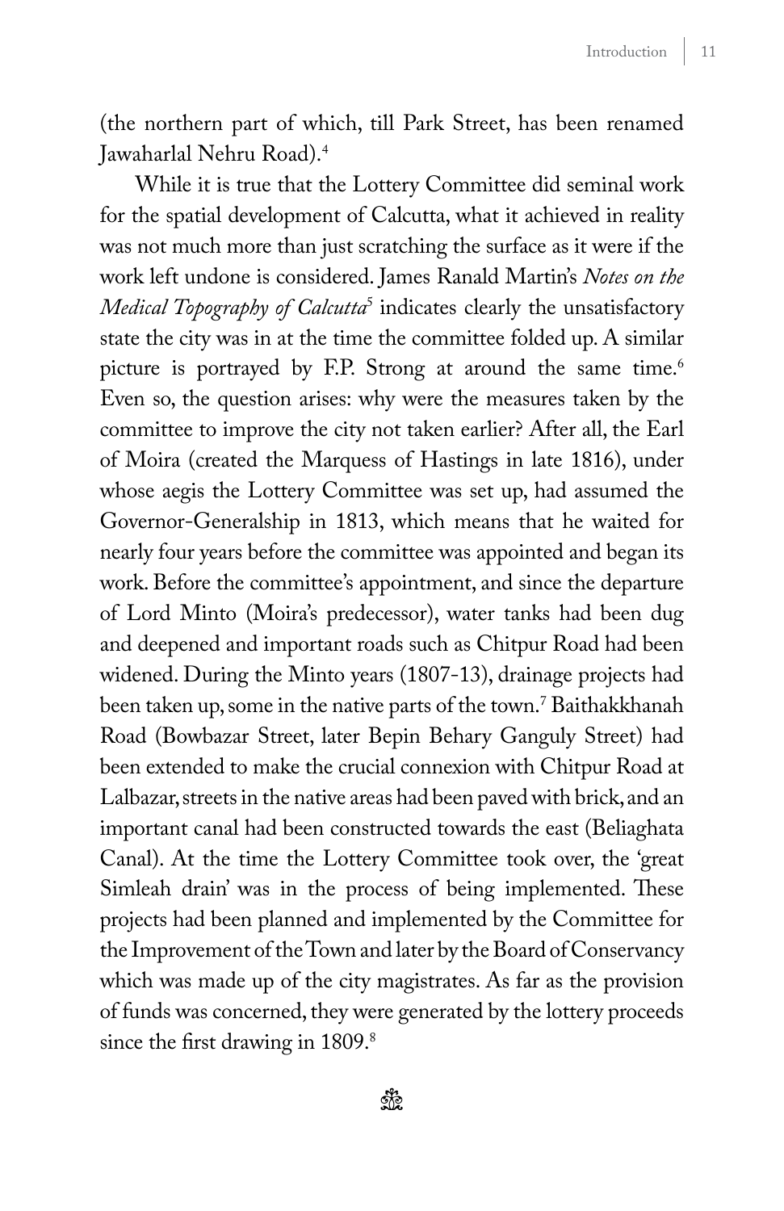(the northern part of which, till Park Street, has been renamed Jawaharlal Nehru Road).[4]

While it is true that the Lottery Committee did seminal work for the spatial development of Calcutta, what it achieved in reality was not much more than just scratching the surface as it were if the work left undone is considered. James Ranald Martin's *Notes on the Medical Topography of Calcutta*[5] indicates clearly the unsatisfactory state the city was in at the time the committee folded up. A similar picture is portrayed by F.P. Strong at around the same time.[6] Even so, the question arises: why were the measures taken by the committee to improve the city not taken earlier? After all, the Earl of Moira (created the Marquess of Hastings in late 1816), under whose aegis the Lottery Committee was set up, had assumed the Governor-Generalship in 1813, which means that he waited for nearly four years before the committee was appointed and began its work. Before the committee's appointment, and since the departure of Lord Minto (Moira's predecessor), water tanks had been dug and deepened and important roads such as Chitpur Road had been widened. During the Minto years (1807-13), drainage projects had been taken up, some in the native parts of the town.[7] Baithakkhanah Road (Bowbazar Street, later Bepin Behary Ganguly Street) had been extended to make the crucial connexion with Chitpur Road at Lalbazar, streets in the native areas had been paved with brick, and an important canal had been constructed towards the east (Beliaghata Canal). At the time the Lottery Committee took over, the 'great Simleah drain' was in the process of being implemented. These projects had been planned and implemented by the Committee for the Improvement of the Town and later by the Board of Conservancy which was made up of the city magistrates. As far as the provision of funds was concerned, they were generated by the lottery proceeds since the first drawing in 1809.[8]

❧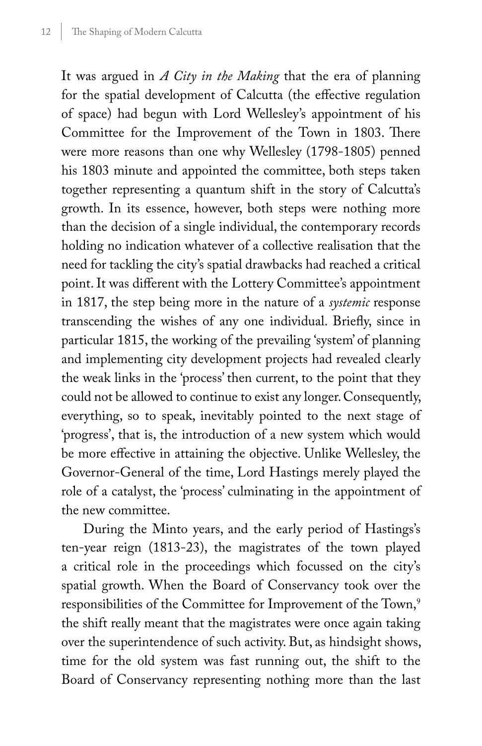It was argued in *A City in the Making* that the era of planning for the spatial development of Calcutta (the effective regulation of space) had begun with Lord Wellesley's appointment of his Committee for the Improvement of the Town in 1803. There were more reasons than one why Wellesley (1798-1805) penned his 1803 minute and appointed the committee, both steps taken together representing a quantum shift in the story of Calcutta's growth. In its essence, however, both steps were nothing more than the decision of a single individual, the contemporary records holding no indication whatever of a collective realisation that the need for tackling the city's spatial drawbacks had reached a critical point. It was different with the Lottery Committee's appointment in 1817, the step being more in the nature of a *systemic* response transcending the wishes of any one individual. Briefly, since in particular 1815, the working of the prevailing 'system' of planning and implementing city development projects had revealed clearly the weak links in the 'process' then current, to the point that they could not be allowed to continue to exist any longer. Consequently, everything, so to speak, inevitably pointed to the next stage of 'progress', that is, the introduction of a new system which would be more effective in attaining the objective. Unlike Wellesley, the Governor-General of the time, Lord Hastings merely played the role of a catalyst, the 'process' culminating in the appointment of the new committee.

During the Minto years, and the early period of Hastings's ten-year reign (1813-23), the magistrates of the town played a critical role in the proceedings which focussed on the city's spatial growth. When the Board of Conservancy took over the responsibilities of the Committee for Improvement of the Town,[9] the shift really meant that the magistrates were once again taking over the superintendence of such activity. But, as hindsight shows, time for the old system was fast running out, the shift to the Board of Conservancy representing nothing more than the last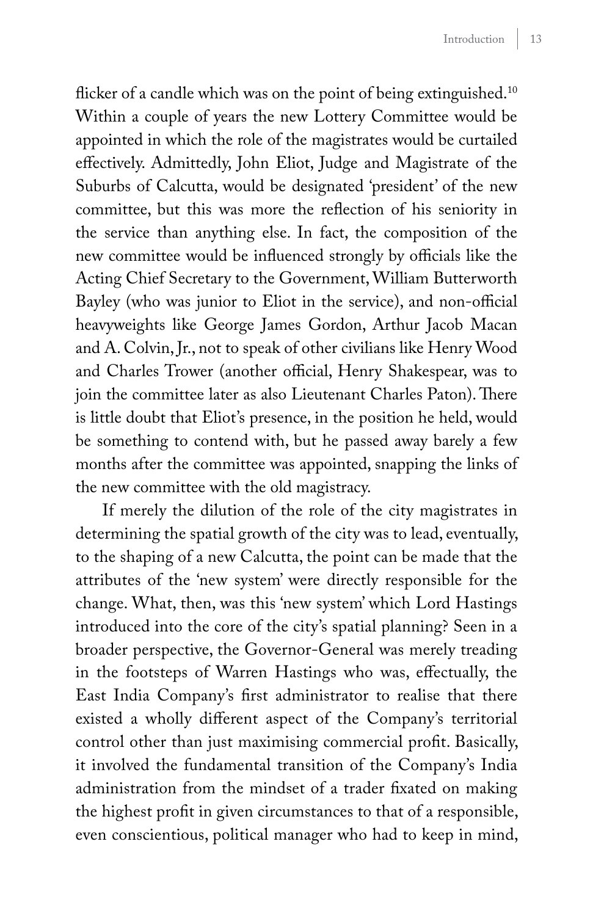flicker of a candle which was on the point of being extinguished.[10] Within a couple of years the new Lottery Committee would be appointed in which the role of the magistrates would be curtailed effectively. Admittedly, John Eliot, Judge and Magistrate of the Suburbs of Calcutta, would be designated 'president' of the new committee, but this was more the reflection of his seniority in the service than anything else. In fact, the composition of the new committee would be influenced strongly by officials like the Acting Chief Secretary to the Government, William Butterworth Bayley (who was junior to Eliot in the service), and non-official heavyweights like George James Gordon, Arthur Jacob Macan and A. Colvin, Jr., not to speak of other civilians like Henry Wood and Charles Trower (another official, Henry Shakespear, was to join the committee later as also Lieutenant Charles Paton). There is little doubt that Eliot's presence, in the position he held, would be something to contend with, but he passed away barely a few months after the committee was appointed, snapping the links of the new committee with the old magistracy.

If merely the dilution of the role of the city magistrates in determining the spatial growth of the city was to lead, eventually, to the shaping of a new Calcutta, the point can be made that the attributes of the 'new system' were directly responsible for the change. What, then, was this 'new system' which Lord Hastings introduced into the core of the city's spatial planning? Seen in a broader perspective, the Governor-General was merely treading in the footsteps of Warren Hastings who was, effectually, the East India Company's first administrator to realise that there existed a wholly different aspect of the Company's territorial control other than just maximising commercial profit. Basically, it involved the fundamental transition of the Company's India administration from the mindset of a trader fixated on making the highest profit in given circumstances to that of a responsible, even conscientious, political manager who had to keep in mind,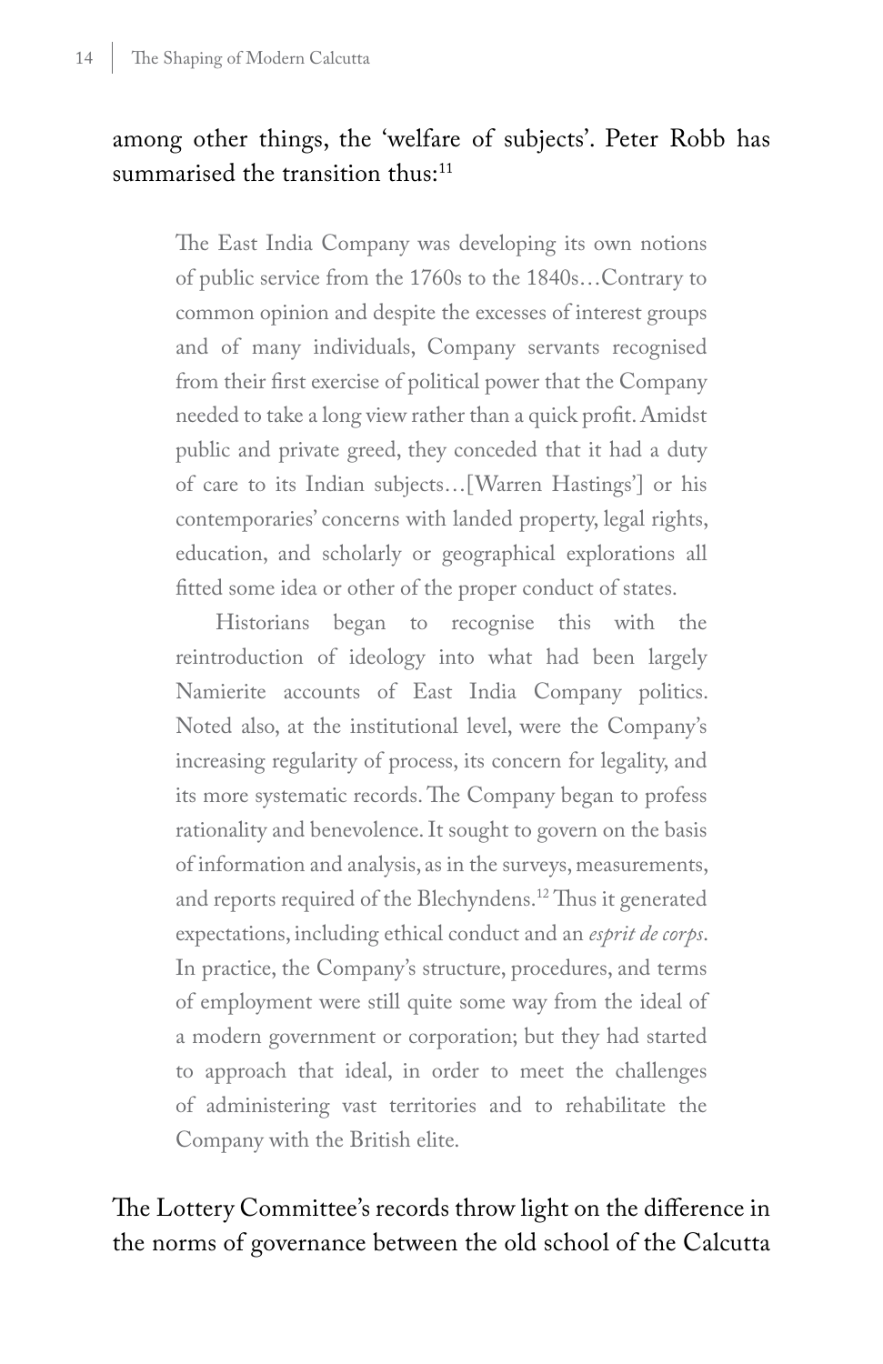among other things, the 'welfare of subjects'. Peter Robb has summarised the transition thus:[11]

> The East India Company was developing its own notions of public service from the 1760s to the 1840s…Contrary to common opinion and despite the excesses of interest groups and of many individuals, Company servants recognised from their first exercise of political power that the Company needed to take a long view rather than a quick profit. Amidst public and private greed, they conceded that it had a duty of care to its Indian subjects…[Warren Hastings'] or his contemporaries' concerns with landed property, legal rights, education, and scholarly or geographical explorations all fitted some idea or other of the proper conduct of states.
>
> Historians began to recognise this with the reintroduction of ideology into what had been largely Namierite accounts of East India Company politics. Noted also, at the institutional level, were the Company's increasing regularity of process, its concern for legality, and its more systematic records. The Company began to profess rationality and benevolence. It sought to govern on the basis of information and analysis, as in the surveys, measurements, and reports required of the Blechyndens.[12] Thus it generated expectations, including ethical conduct and an *esprit de corps*. In practice, the Company's structure, procedures, and terms of employment were still quite some way from the ideal of a modern government or corporation; but they had started to approach that ideal, in order to meet the challenges of administering vast territories and to rehabilitate the Company with the British elite.

The Lottery Committee's records throw light on the difference in the norms of governance between the old school of the Calcutta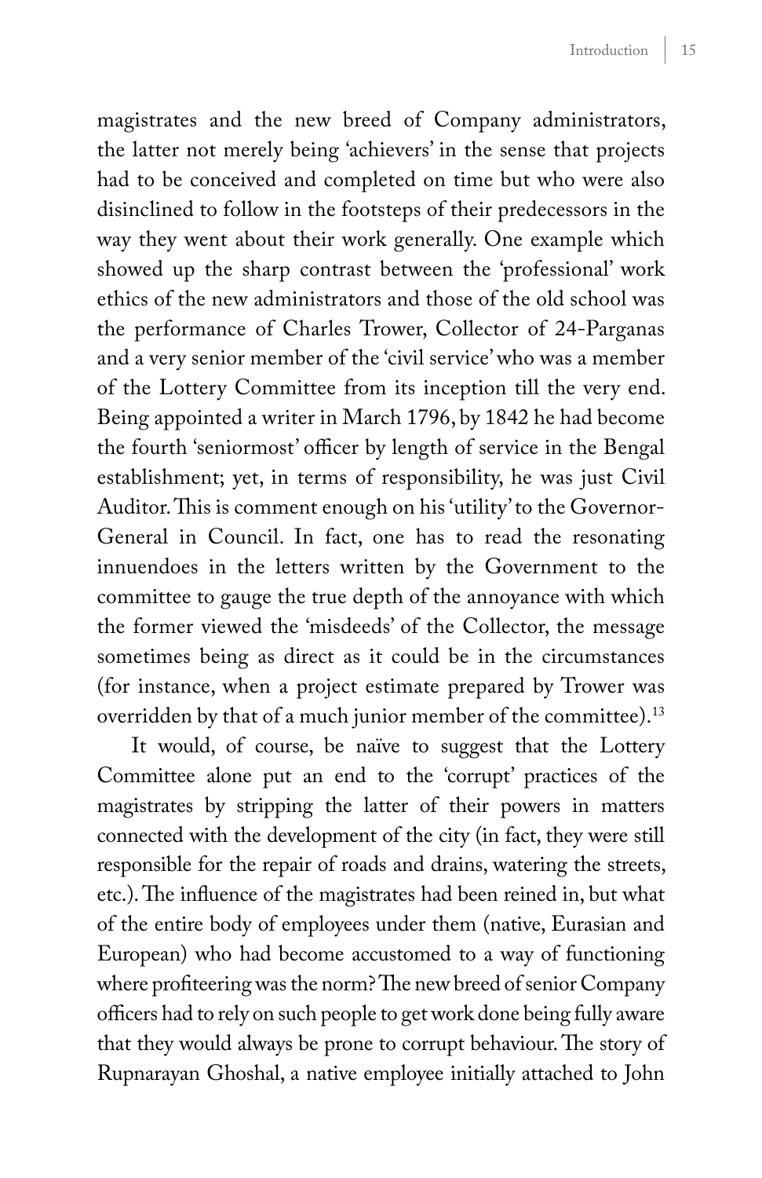magistrates and the new breed of Company administrators, the latter not merely being 'achievers' in the sense that projects had to be conceived and completed on time but who were also disinclined to follow in the footsteps of their predecessors in the way they went about their work generally. One example which showed up the sharp contrast between the 'professional' work ethics of the new administrators and those of the old school was the performance of Charles Trower, Collector of 24-Parganas and a very senior member of the 'civil service' who was a member of the Lottery Committee from its inception till the very end. Being appointed a writer in March 1796, by 1842 he had become the fourth 'seniormost' officer by length of service in the Bengal establishment; yet, in terms of responsibility, he was just Civil Auditor. This is comment enough on his 'utility' to the Governor-General in Council. In fact, one has to read the resonating innuendoes in the letters written by the Government to the committee to gauge the true depth of the annoyance with which the former viewed the 'misdeeds' of the Collector, the message sometimes being as direct as it could be in the circumstances (for instance, when a project estimate prepared by Trower was overridden by that of a much junior member of the committee).[13]

It would, of course, be naïve to suggest that the Lottery Committee alone put an end to the 'corrupt' practices of the magistrates by stripping the latter of their powers in matters connected with the development of the city (in fact, they were still responsible for the repair of roads and drains, watering the streets, etc.). The influence of the magistrates had been reined in, but what of the entire body of employees under them (native, Eurasian and European) who had become accustomed to a way of functioning where profiteering was the norm? The new breed of senior Company officers had to rely on such people to get work done being fully aware that they would always be prone to corrupt behaviour. The story of Rupnarayan Ghoshal, a native employee initially attached to John